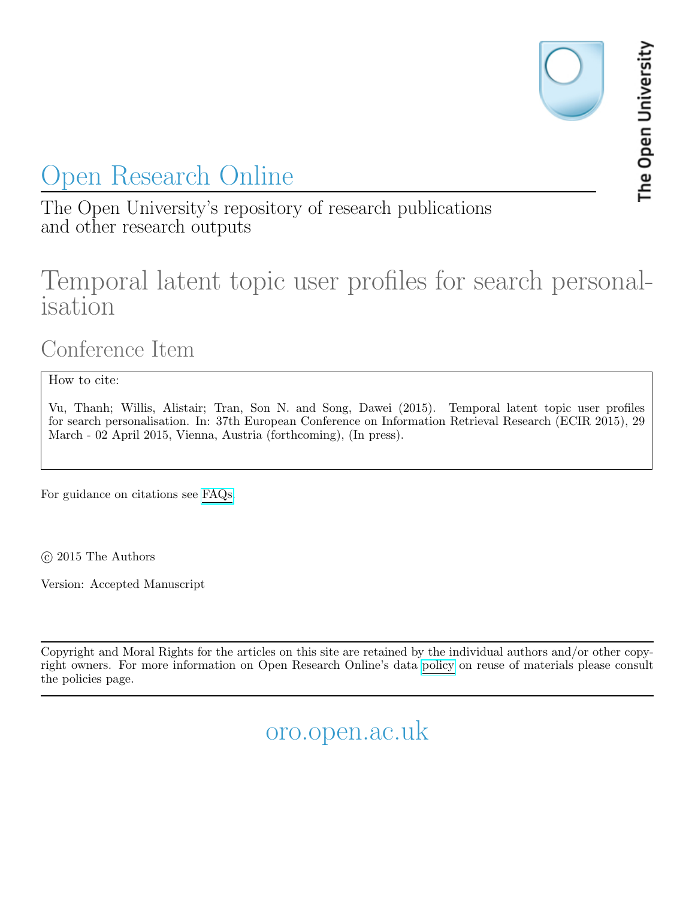The Open University

# Open Research Online

The Open University's repository of research publications and other research outputs

# Temporal latent topic user profiles for search personalisation

## Conference Item

How to cite:

Vu, Thanh; Willis, Alistair; Tran, Son N. and Song, Dawei (2015). Temporal latent topic user profiles for search personalisation. In: 37th European Conference on Information Retrieval Research (ECIR 2015), 29 March - 02 April 2015, Vienna, Austria (forthcoming), (In press).

For guidance on citations see FAQs.

© 2015 The Authors

Version: Accepted Manuscript

Copyright and Moral Rights for the articles on this site are retained by the individual authors and/or other copyright owners. For more information on Open Research Online's data policy on reuse of materials please consult the policies page.

oro.open.ac.uk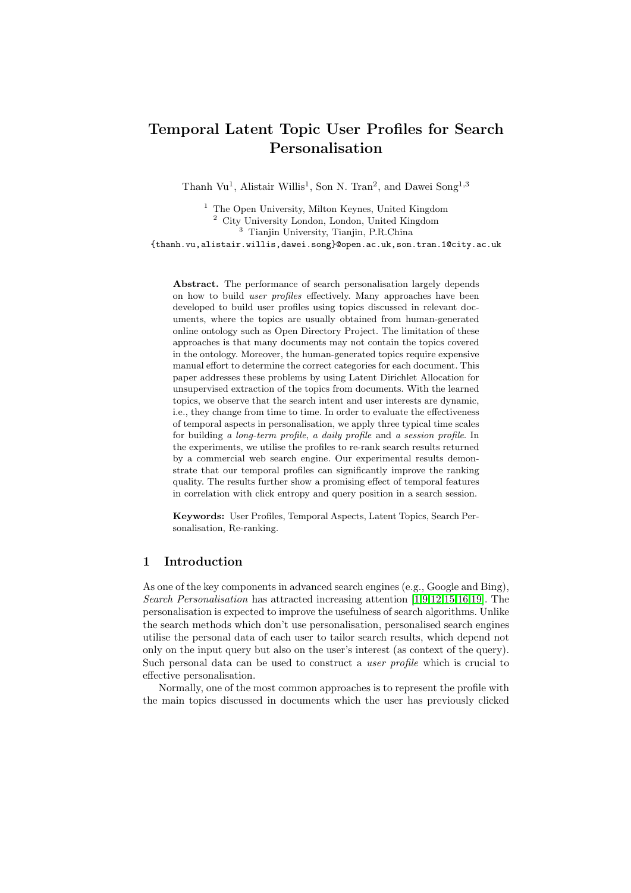# Temporal Latent Topic User Profiles for Search Personalisation

Thanh Vu[1], Alistair Willis[1], Son N. Tran[2], and Dawei Song[1,3]

[1] The Open University, Milton Keynes, United Kingdom
[2] City University London, London, United Kingdom
[3] Tianjin University, Tianjin, P.R.China

{thanh.vu,alistair.willis,dawei.song}@open.ac.uk,son.tran.1@city.ac.uk

**Abstract.** The performance of search personalisation largely depends on how to build *user profiles* effectively. Many approaches have been developed to build user profiles using topics discussed in relevant documents, where the topics are usually obtained from human-generated online ontology such as Open Directory Project. The limitation of these approaches is that many documents may not contain the topics covered in the ontology. Moreover, the human-generated topics require expensive manual effort to determine the correct categories for each document. This paper addresses these problems by using Latent Dirichlet Allocation for unsupervised extraction of the topics from documents. With the learned topics, we observe that the search intent and user interests are dynamic, i.e., they change from time to time. In order to evaluate the effectiveness of temporal aspects in personalisation, we apply three typical time scales for building *a long-term profile*, *a daily profile* and *a session profile*. In the experiments, we utilise the profiles to re-rank search results returned by a commercial web search engine. Our experimental results demonstrate that our temporal profiles can significantly improve the ranking quality. The results further show a promising effect of temporal features in correlation with click entropy and query position in a search session.

**Keywords:** User Profiles, Temporal Aspects, Latent Topics, Search Personalisation, Re-ranking.

## 1 Introduction

As one of the key components in advanced search engines (e.g., Google and Bing), *Search Personalisation* has attracted increasing attention [1,9,12,15,16,19]. The personalisation is expected to improve the usefulness of search algorithms. Unlike the search methods which don't use personalisation, personalised search engines utilise the personal data of each user to tailor search results, which depend not only on the input query but also on the user's interest (as context of the query). Such personal data can be used to construct a *user profile* which is crucial to effective personalisation.

Normally, one of the most common approaches is to represent the profile with the main topics discussed in documents which the user has previously clicked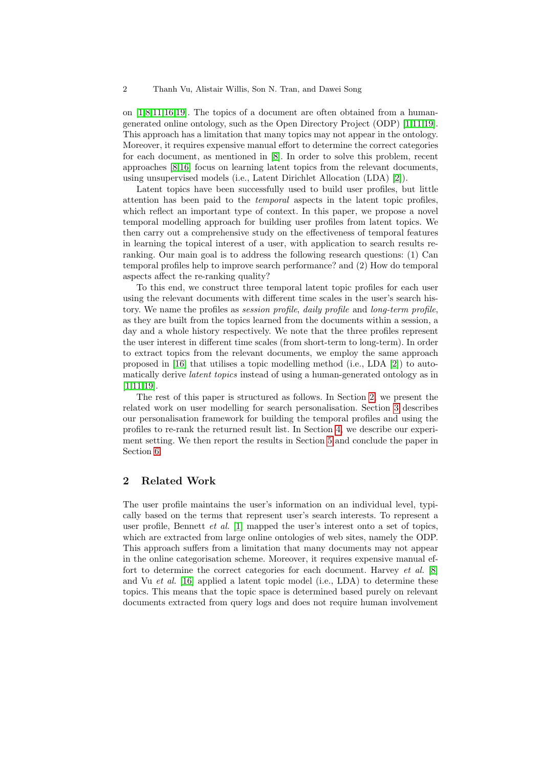on [1,8,11,16,19]. The topics of a document are often obtained from a human-generated online ontology, such as the Open Directory Project (ODP) [1,11,19]. This approach has a limitation that many topics may not appear in the ontology. Moreover, it requires expensive manual effort to determine the correct categories for each document, as mentioned in [8]. In order to solve this problem, recent approaches [8,16] focus on learning latent topics from the relevant documents, using unsupervised models (i.e., Latent Dirichlet Allocation (LDA) [2]).

Latent topics have been successfully used to build user profiles, but little attention has been paid to the *temporal* aspects in the latent topic profiles, which reflect an important type of context. In this paper, we propose a novel temporal modelling approach for building user profiles from latent topics. We then carry out a comprehensive study on the effectiveness of temporal features in learning the topical interest of a user, with application to search results re-ranking. Our main goal is to address the following research questions: (1) Can temporal profiles help to improve search performance? and (2) How do temporal aspects affect the re-ranking quality?

To this end, we construct three temporal latent topic profiles for each user using the relevant documents with different time scales in the user's search history. We name the profiles as *session profile*, *daily profile* and *long-term profile*, as they are built from the topics learned from the documents within a session, a day and a whole history respectively. We note that the three profiles represent the user interest in different time scales (from short-term to long-term). In order to extract topics from the relevant documents, we employ the same approach proposed in [16] that utilises a topic modelling method (i.e., LDA [2]) to automatically derive *latent topics* instead of using a human-generated ontology as in [1,11,19].

The rest of this paper is structured as follows. In Section 2, we present the related work on user modelling for search personalisation. Section 3 describes our personalisation framework for building the temporal profiles and using the profiles to re-rank the returned result list. In Section 4, we describe our experiment setting. We then report the results in Section 5 and conclude the paper in Section 6.

## 2 Related Work

The user profile maintains the user's information on an individual level, typically based on the terms that represent user's search interests. To represent a user profile, Bennett *et al.* [1] mapped the user's interest onto a set of topics, which are extracted from large online ontologies of web sites, namely the ODP. This approach suffers from a limitation that many documents may not appear in the online categorisation scheme. Moreover, it requires expensive manual effort to determine the correct categories for each document. Harvey *et al.* [8] and Vu *et al.* [16] applied a latent topic model (i.e., LDA) to determine these topics. This means that the topic space is determined based purely on relevant documents extracted from query logs and does not require human involvement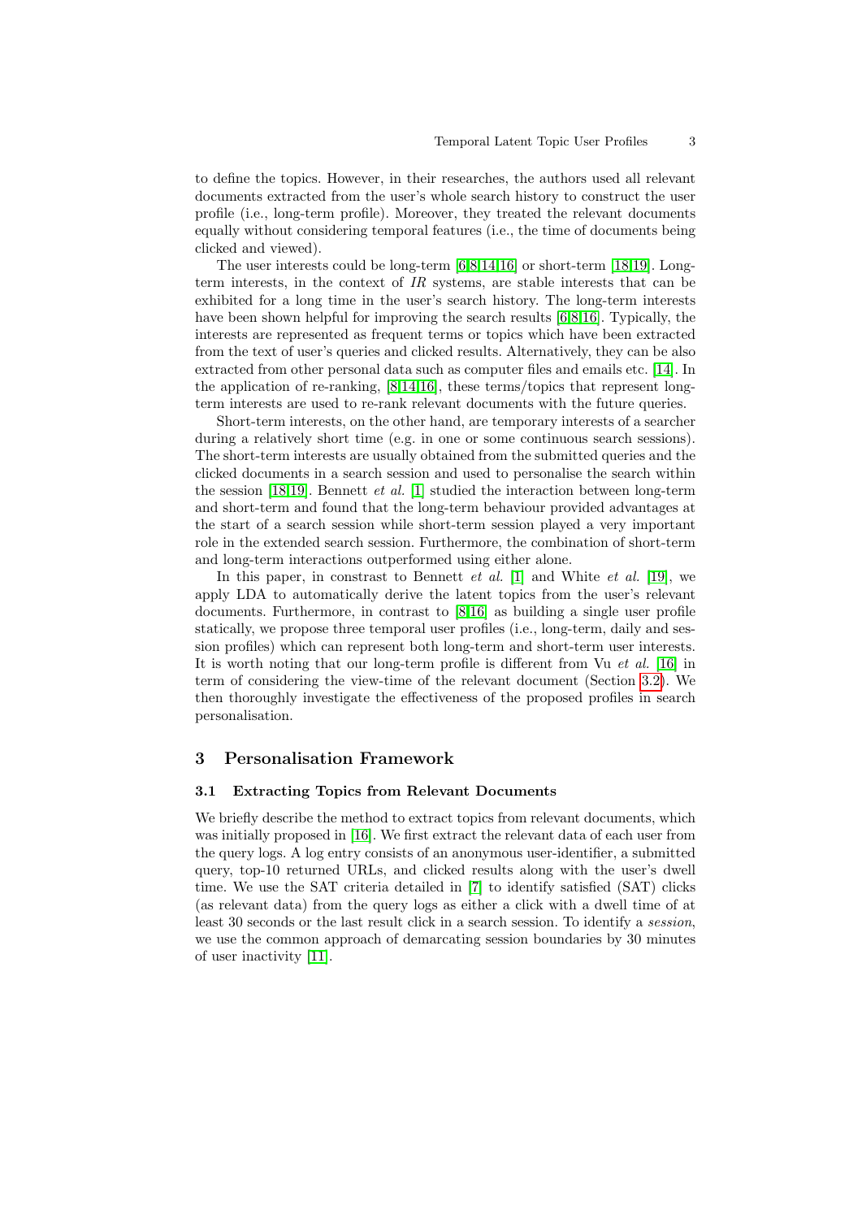to define the topics. However, in their researches, the authors used all relevant documents extracted from the user's whole search history to construct the user profile (i.e., long-term profile). Moreover, they treated the relevant documents equally without considering temporal features (i.e., the time of documents being clicked and viewed).

The user interests could be long-term [6,8,14,16] or short-term [18,19]. Long-term interests, in the context of *IR* systems, are stable interests that can be exhibited for a long time in the user's search history. The long-term interests have been shown helpful for improving the search results [6,8,16]. Typically, the interests are represented as frequent terms or topics which have been extracted from the text of user's queries and clicked results. Alternatively, they can be also extracted from other personal data such as computer files and emails etc. [14]. In the application of re-ranking, [8,14,16], these terms/topics that represent long-term interests are used to re-rank relevant documents with the future queries.

Short-term interests, on the other hand, are temporary interests of a searcher during a relatively short time (e.g. in one or some continuous search sessions). The short-term interests are usually obtained from the submitted queries and the clicked documents in a search session and used to personalise the search within the session [18,19]. Bennett *et al.* [1] studied the interaction between long-term and short-term and found that the long-term behaviour provided advantages at the start of a search session while short-term session played a very important role in the extended search session. Furthermore, the combination of short-term and long-term interactions outperformed using either alone.

In this paper, in constrast to Bennett *et al.* [1] and White *et al.* [19], we apply LDA to automatically derive the latent topics from the user's relevant documents. Furthermore, in contrast to [8,16] as building a single user profile statically, we propose three temporal user profiles (i.e., long-term, daily and session profiles) which can represent both long-term and short-term user interests. It is worth noting that our long-term profile is different from Vu *et al.* [16] in term of considering the view-time of the relevant document (Section 3.2). We then thoroughly investigate the effectiveness of the proposed profiles in search personalisation.

## 3 Personalisation Framework

### 3.1 Extracting Topics from Relevant Documents

We briefly describe the method to extract topics from relevant documents, which was initially proposed in [16]. We first extract the relevant data of each user from the query logs. A log entry consists of an anonymous user-identifier, a submitted query, top-10 returned URLs, and clicked results along with the user's dwell time. We use the SAT criteria detailed in [7] to identify satisfied (SAT) clicks (as relevant data) from the query logs as either a click with a dwell time of at least 30 seconds or the last result click in a search session. To identify a *session*, we use the common approach of demarcating session boundaries by 30 minutes of user inactivity [11].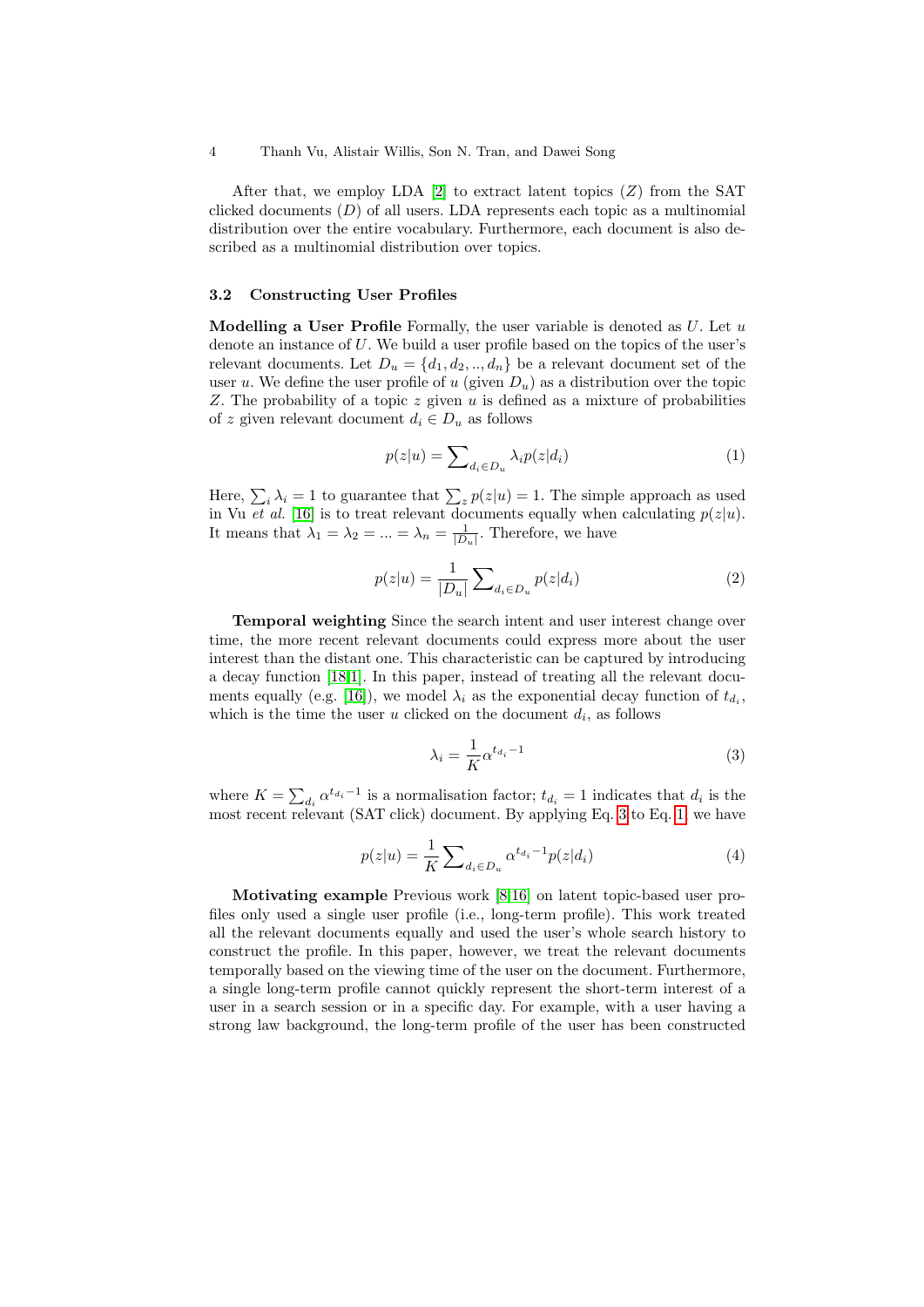After that, we employ LDA [2] to extract latent topics ($Z$) from the SAT clicked documents ($D$) of all users. LDA represents each topic as a multinomial distribution over the entire vocabulary. Furthermore, each document is also described as a multinomial distribution over topics.

### 3.2 Constructing User Profiles

**Modelling a User Profile** Formally, the user variable is denoted as $U$. Let $u$ denote an instance of $U$. We build a user profile based on the topics of the user's relevant documents. Let $D_u = \{d_1, d_2, .., d_n\}$ be a relevant document set of the user $u$. We define the user profile of $u$ (given $D_u$) as a distribution over the topic $Z$. The probability of a topic $z$ given $u$ is defined as a mixture of probabilities of $z$ given relevant document $d_i \in D_u$ as follows

$$p(z|u) = \sum\nolimits_{d_i \in D_u} \lambda_i p(z|d_i) \tag{1}$$

Here, $\sum_i \lambda_i = 1$ to guarantee that $\sum_z p(z|u) = 1$. The simple approach as used in Vu *et al.* [16] is to treat relevant documents equally when calculating $p(z|u)$. It means that $\lambda_1 = \lambda_2 = ... = \lambda_n = \frac{1}{|D_u|}$. Therefore, we have

$$p(z|u) = \frac{1}{|D_u|} \sum\nolimits_{d_i \in D_u} p(z|d_i) \tag{2}$$

**Temporal weighting** Since the search intent and user interest change over time, the more recent relevant documents could express more about the user interest than the distant one. This characteristic can be captured by introducing a decay function [18,1]. In this paper, instead of treating all the relevant documents equally (e.g. [16]), we model $\lambda_i$ as the exponential decay function of $t_{d_i}$, which is the time the user $u$ clicked on the document $d_i$, as follows

$$\lambda_i = \frac{1}{K} \alpha^{t_{d_i} - 1} \tag{3}$$

where $K = \sum_{d_i} \alpha^{t_{d_i} - 1}$ is a normalisation factor; $t_{d_i} = 1$ indicates that $d_i$ is the most recent relevant (SAT click) document. By applying Eq. 3 to Eq. 1, we have

$$p(z|u) = \frac{1}{K} \sum\nolimits_{d_i \in D_u} \alpha^{t_{d_i} - 1} p(z|d_i) \tag{4}$$

**Motivating example** Previous work [8,16] on latent topic-based user profiles only used a single user profile (i.e., long-term profile). This work treated all the relevant documents equally and used the user's whole search history to construct the profile. In this paper, however, we treat the relevant documents temporally based on the viewing time of the user on the document. Furthermore, a single long-term profile cannot quickly represent the short-term interest of a user in a search session or in a specific day. For example, with a user having a strong law background, the long-term profile of the user has been constructed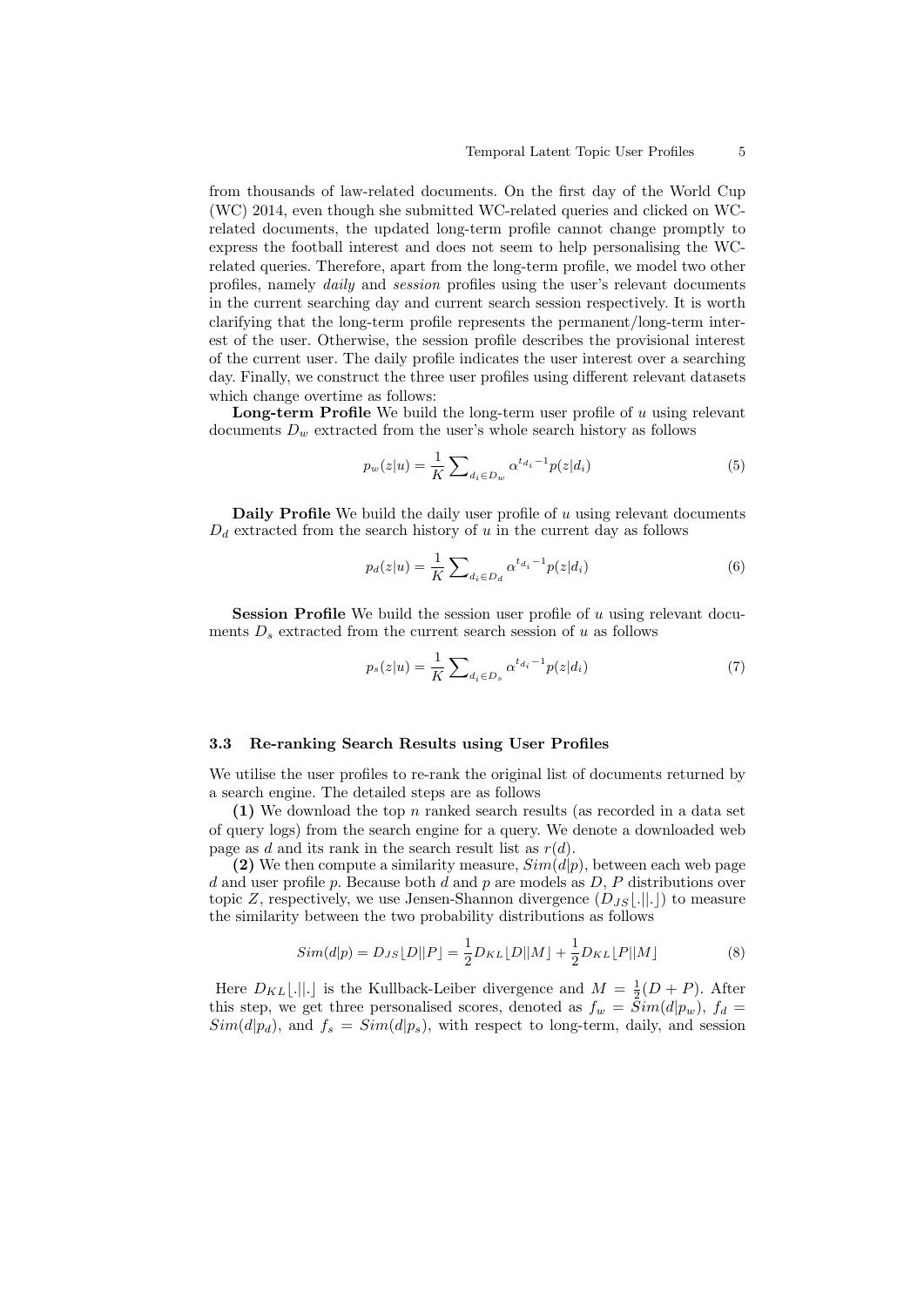from thousands of law-related documents. On the first day of the World Cup (WC) 2014, even though she submitted WC-related queries and clicked on WC-related documents, the updated long-term profile cannot change promptly to express the football interest and does not seem to help personalising the WC-related queries. Therefore, apart from the long-term profile, we model two other profiles, namely *daily* and *session* profiles using the user's relevant documents in the current searching day and current search session respectively. It is worth clarifying that the long-term profile represents the permanent/long-term interest of the user. Otherwise, the session profile describes the provisional interest of the current user. The daily profile indicates the user interest over a searching day. Finally, we construct the three user profiles using different relevant datasets which change overtime as follows:

**Long-term Profile** We build the long-term user profile of $u$ using relevant documents $D_w$ extracted from the user's whole search history as follows

$$p_w(z|u) = \frac{1}{K} \sum\nolimits_{d_i \in D_w} \alpha^{t_{d_i}-1} p(z|d_i) \tag{5}$$

**Daily Profile** We build the daily user profile of $u$ using relevant documents $D_d$ extracted from the search history of $u$ in the current day as follows

$$p_d(z|u) = \frac{1}{K} \sum\nolimits_{d_i \in D_d} \alpha^{t_{d_i}-1} p(z|d_i) \tag{6}$$

**Session Profile** We build the session user profile of $u$ using relevant documents $D_s$ extracted from the current search session of $u$ as follows

$$p_s(z|u) = \frac{1}{K} \sum\nolimits_{d_i \in D_s} \alpha^{t_{d_i}-1} p(z|d_i) \tag{7}$$

### 3.3 Re-ranking Search Results using User Profiles

We utilise the user profiles to re-rank the original list of documents returned by a search engine. The detailed steps are as follows

**(1)** We download the top $n$ ranked search results (as recorded in a data set of query logs) from the search engine for a query. We denote a downloaded web page as $d$ and its rank in the search result list as $r(d)$.

**(2)** We then compute a similarity measure, $Sim(d|p)$, between each web page $d$ and user profile $p$. Because both $d$ and $p$ are models as $D$, $P$ distributions over topic $Z$, respectively, we use Jensen-Shannon divergence ($D_{JS}\lfloor.||.\rfloor$) to measure the similarity between the two probability distributions as follows

$$Sim(d|p) = D_{JS}\lfloor D||P \rfloor = \frac{1}{2} D_{KL}\lfloor D||M \rfloor + \frac{1}{2} D_{KL}\lfloor P||M \rfloor \tag{8}$$

Here $D_{KL}\lfloor.||.\rfloor$ is the Kullback-Leiber divergence and $M = \frac{1}{2}(D+P)$. After this step, we get three personalised scores, denoted as $f_w = Sim(d|p_w)$, $f_d = Sim(d|p_d)$, and $f_s = Sim(d|p_s)$, with respect to long-term, daily, and session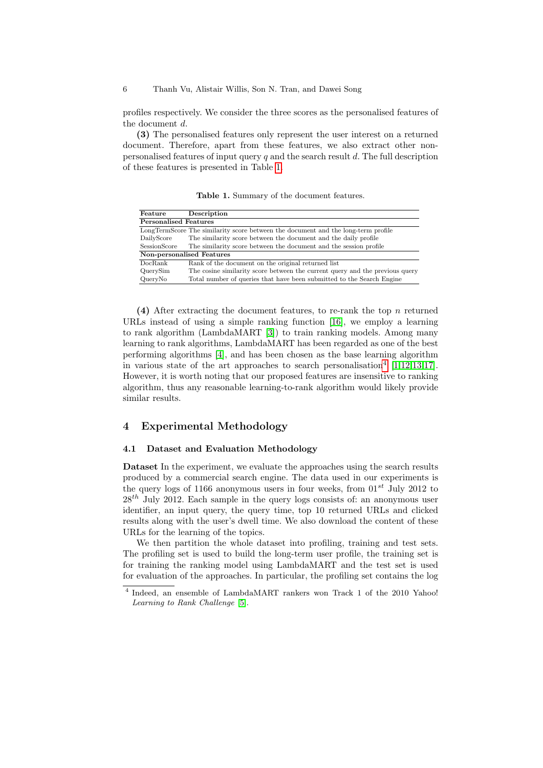profiles respectively. We consider the three scores as the personalised features of the document $d$.

**(3)** The personalised features only represent the user interest on a returned document. Therefore, apart from these features, we also extract other non-personalised features of input query $q$ and the search result $d$. The full description of these features is presented in Table 1.

**Table 1.** Summary of the document features.

| Feature | Description |
|---|---|
| **Personalised Features** | |
| LongTermScore | The similarity score between the document and the long-term profile |
| DailyScore | The similarity score between the document and the daily profile |
| SessionScore | The similarity score between the document and the session profile |
| **Non-personalised Features** | |
| DocRank | Rank of the document on the original returned list |
| QuerySim | The cosine similarity score between the current query and the previous query |
| QueryNo | Total number of queries that have been submitted to the Search Engine |

**(4)** After extracting the document features, to re-rank the top $n$ returned URLs instead of using a simple ranking function [16], we employ a learning to rank algorithm (LambdaMART [3]) to train ranking models. Among many learning to rank algorithms, LambdaMART has been regarded as one of the best performing algorithms [4], and has been chosen as the base learning algorithm in various state of the art approaches to search personalisation[4] [1,12,13,17]. However, it is worth noting that our proposed features are insensitive to ranking algorithm, thus any reasonable learning-to-rank algorithm would likely provide similar results.

## 4 Experimental Methodology

### 4.1 Dataset and Evaluation Methodology

**Dataset** In the experiment, we evaluate the approaches using the search results produced by a commercial search engine. The data used in our experiments is the query logs of 1166 anonymous users in four weeks, from $01^{st}$ July 2012 to $28^{th}$ July 2012. Each sample in the query logs consists of: an anonymous user identifier, an input query, the query time, top 10 returned URLs and clicked results along with the user's dwell time. We also download the content of these URLs for the learning of the topics.

We then partition the whole dataset into profiling, training and test sets. The profiling set is used to build the long-term user profile, the training set is for training the ranking model using LambdaMART and the test set is used for evaluation of the approaches. In particular, the profiling set contains the log

[4] Indeed, an ensemble of LambdaMART rankers won Track 1 of the 2010 Yahoo! *Learning to Rank Challenge* [5].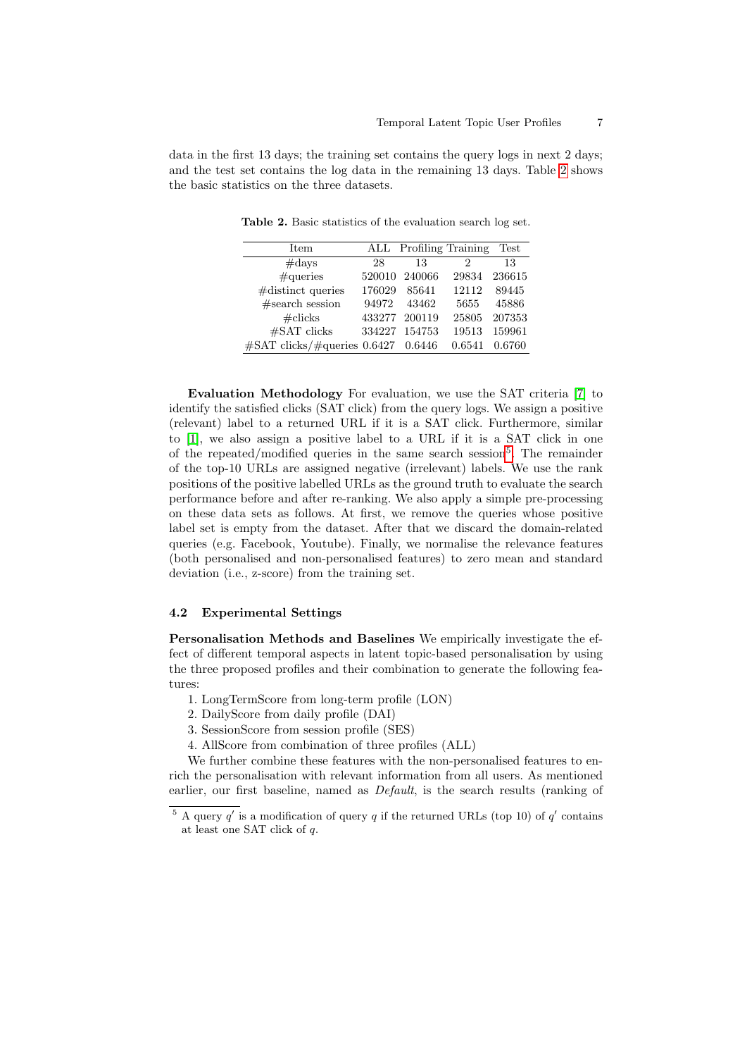data in the first 13 days; the training set contains the query logs in next 2 days; and the test set contains the log data in the remaining 13 days. Table 2 shows the basic statistics on the three datasets.

**Table 2.** Basic statistics of the evaluation search log set.

| Item | ALL | Profiling | Training | Test |
|---|---|---|---|---|
| #days | 28 | 13 | 2 | 13 |
| #queries | 520010 | 240066 | 29834 | 236615 |
| #distinct queries | 176029 | 85641 | 12112 | 89445 |
| #search session | 94972 | 43462 | 5655 | 45886 |
| #clicks | 433277 | 200119 | 25805 | 207353 |
| #SAT clicks | 334227 | 154753 | 19513 | 159961 |
| #SAT clicks/#queries | 0.6427 | 0.6446 | 0.6541 | 0.6760 |

**Evaluation Methodology** For evaluation, we use the SAT criteria [7] to identify the satisfied clicks (SAT click) from the query logs. We assign a positive (relevant) label to a returned URL if it is a SAT click. Furthermore, similar to [1], we also assign a positive label to a URL if it is a SAT click in one of the repeated/modified queries in the same search session[5]. The remainder of the top-10 URLs are assigned negative (irrelevant) labels. We use the rank positions of the positive labelled URLs as the ground truth to evaluate the search performance before and after re-ranking. We also apply a simple pre-processing on these data sets as follows. At first, we remove the queries whose positive label set is empty from the dataset. After that we discard the domain-related queries (e.g. Facebook, Youtube). Finally, we normalise the relevance features (both personalised and non-personalised features) to zero mean and standard deviation (i.e., z-score) from the training set.

### 4.2 Experimental Settings

**Personalisation Methods and Baselines** We empirically investigate the effect of different temporal aspects in latent topic-based personalisation by using the three proposed profiles and their combination to generate the following features:

1. LongTermScore from long-term profile (LON)
2. DailyScore from daily profile (DAI)
3. SessionScore from session profile (SES)
4. AllScore from combination of three profiles (ALL)

We further combine these features with the non-personalised features to enrich the personalisation with relevant information from all users. As mentioned earlier, our first baseline, named as *Default*, is the search results (ranking of

[5] A query $q'$ is a modification of query $q$ if the returned URLs (top 10) of $q'$ contains at least one SAT click of $q$.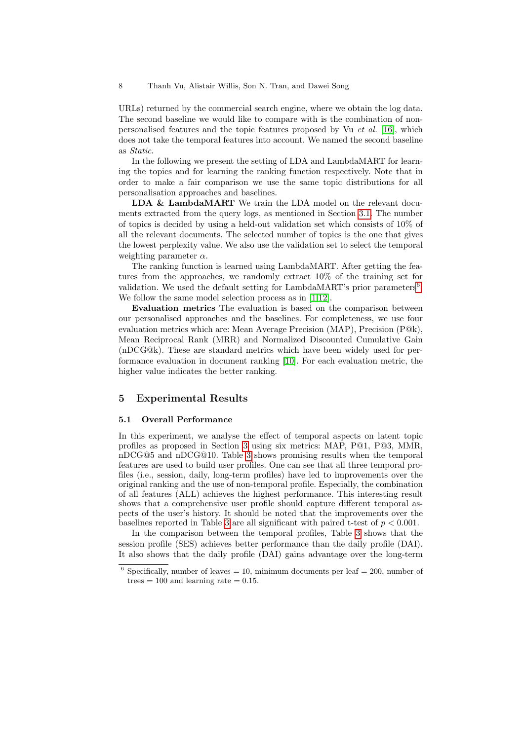URLs) returned by the commercial search engine, where we obtain the log data. The second baseline we would like to compare with is the combination of non-personalised features and the topic features proposed by Vu *et al.* [16], which does not take the temporal features into account. We named the second baseline as *Static*.

In the following we present the setting of LDA and LambdaMART for learning the topics and for learning the ranking function respectively. Note that in order to make a fair comparison we use the same topic distributions for all personalisation approaches and baselines.

**LDA & LambdaMART** We train the LDA model on the relevant documents extracted from the query logs, as mentioned in Section 3.1. The number of topics is decided by using a held-out validation set which consists of 10% of all the relevant documents. The selected number of topics is the one that gives the lowest perplexity value. We also use the validation set to select the temporal weighting parameter $\alpha$.

The ranking function is learned using LambdaMART. After getting the features from the approaches, we randomly extract 10% of the training set for validation. We used the default setting for LambdaMART's prior parameters[6]. We follow the same model selection process as in [1,12].

**Evaluation metrics** The evaluation is based on the comparison between our personalised approaches and the baselines. For completeness, we use four evaluation metrics which are: Mean Average Precision (MAP), Precision (P@k), Mean Reciprocal Rank (MRR) and Normalized Discounted Cumulative Gain (nDCG@k). These are standard metrics which have been widely used for performance evaluation in document ranking [10]. For each evaluation metric, the higher value indicates the better ranking.

## 5 Experimental Results

### 5.1 Overall Performance

In this experiment, we analyse the effect of temporal aspects on latent topic profiles as proposed in Section 3 using six metrics: MAP, P@1, P@3, MMR, nDCG@5 and nDCG@10. Table 3 shows promising results when the temporal features are used to build user profiles. One can see that all three temporal profiles (i.e., session, daily, long-term profiles) have led to improvements over the original ranking and the use of non-temporal profile. Especially, the combination of all features (ALL) achieves the highest performance. This interesting result shows that a comprehensive user profile should capture different temporal aspects of the user's history. It should be noted that the improvements over the baselines reported in Table 3 are all significant with paired t-test of $p < 0.001$.

In the comparison between the temporal profiles, Table 3 shows that the session profile (SES) achieves better performance than the daily profile (DAI). It also shows that the daily profile (DAI) gains advantage over the long-term

[6] Specifically, number of leaves = 10, minimum documents per leaf = 200, number of trees = 100 and learning rate = 0.15.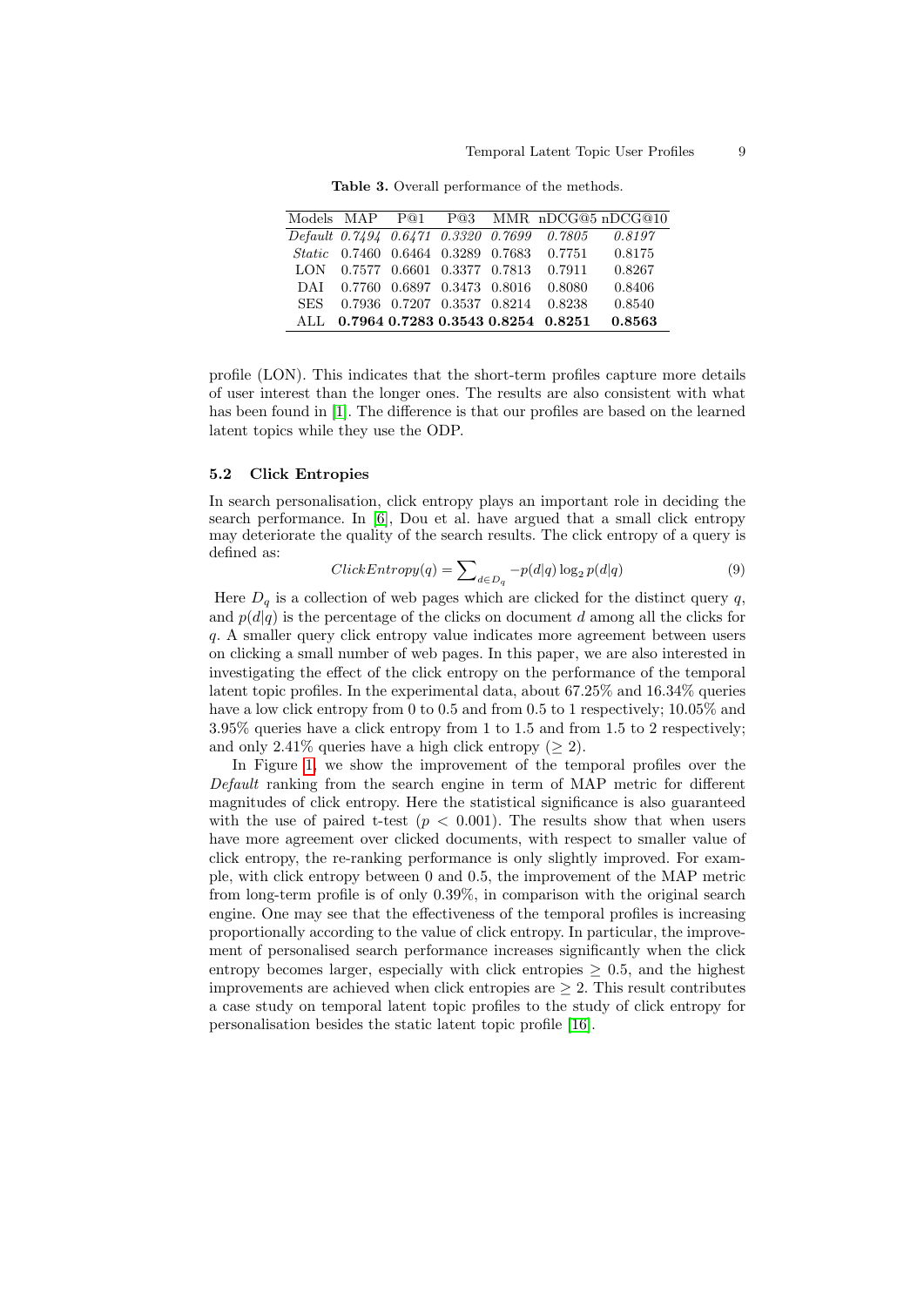**Table 3.** Overall performance of the methods.

| Models | MAP | P@1 | P@3 | MMR | nDCG@5 | nDCG@10 |
|---|---|---|---|---|---|---|
| *Default* | *0.7494* | *0.6471* | *0.3320* | *0.7699* | *0.7805* | *0.8197* |
| *Static* | 0.7460 | 0.6464 | 0.3289 | 0.7683 | 0.7751 | 0.8175 |
| LON | 0.7577 | 0.6601 | 0.3377 | 0.7813 | 0.7911 | 0.8267 |
| DAI | 0.7760 | 0.6897 | 0.3473 | 0.8016 | 0.8080 | 0.8406 |
| SES | 0.7936 | 0.7207 | 0.3537 | 0.8214 | 0.8238 | 0.8540 |
| ALL | **0.7964** | **0.7283** | **0.3543** | **0.8254** | **0.8251** | **0.8563** |

profile (LON). This indicates that the short-term profiles capture more details of user interest than the longer ones. The results are also consistent with what has been found in [1]. The difference is that our profiles are based on the learned latent topics while they use the ODP.

### 5.2 Click Entropies

In search personalisation, click entropy plays an important role in deciding the search performance. In [6], Dou et al. have argued that a small click entropy may deteriorate the quality of the search results. The click entropy of a query is defined as:

$$ClickEntropy(q) = \sum_{d \in D_q} -p(d|q) \log_2 p(d|q) \tag{9}$$

Here $D_q$ is a collection of web pages which are clicked for the distinct query $q$, and $p(d|q)$ is the percentage of the clicks on document $d$ among all the clicks for $q$. A smaller query click entropy value indicates more agreement between users on clicking a small number of web pages. In this paper, we are also interested in investigating the effect of the click entropy on the performance of the temporal latent topic profiles. In the experimental data, about 67.25% and 16.34% queries have a low click entropy from 0 to 0.5 and from 0.5 to 1 respectively; 10.05% and 3.95% queries have a click entropy from 1 to 1.5 and from 1.5 to 2 respectively; and only 2.41% queries have a high click entropy ($\geq 2$).

In Figure 1, we show the improvement of the temporal profiles over the *Default* ranking from the search engine in term of MAP metric for different magnitudes of click entropy. Here the statistical significance is also guaranteed with the use of paired t-test ($p < 0.001$). The results show that when users have more agreement over clicked documents, with respect to smaller value of click entropy, the re-ranking performance is only slightly improved. For example, with click entropy between 0 and 0.5, the improvement of the MAP metric from long-term profile is of only 0.39%, in comparison with the original search engine. One may see that the effectiveness of the temporal profiles is increasing proportionally according to the value of click entropy. In particular, the improvement of personalised search performance increases significantly when the click entropy becomes larger, especially with click entropies $\geq 0.5$, and the highest improvements are achieved when click entropies are $\geq 2$. This result contributes a case study on temporal latent topic profiles to the study of click entropy for personalisation besides the static latent topic profile [16].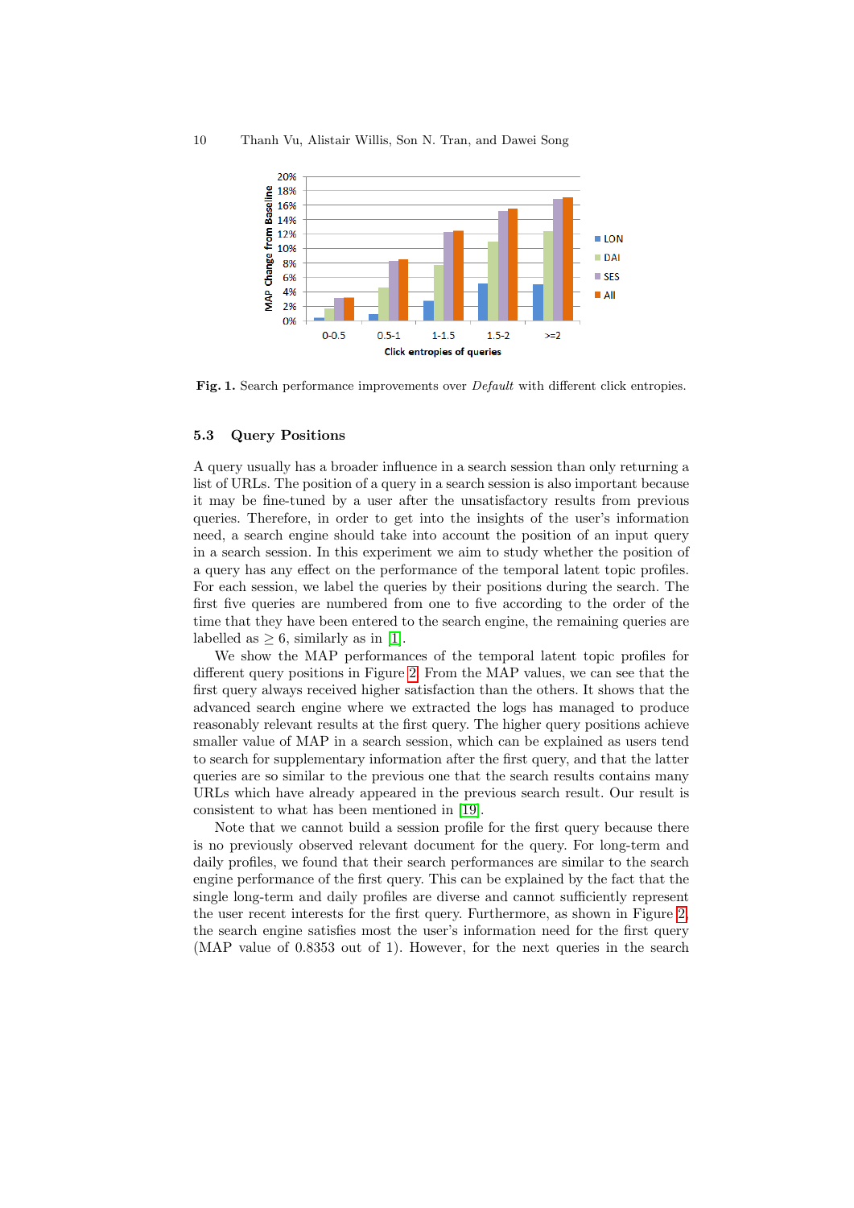**Fig. 1.** Search performance improvements over *Default* with different click entropies.

### 5.3 Query Positions

A query usually has a broader influence in a search session than only returning a list of URLs. The position of a query in a search session is also important because it may be fine-tuned by a user after the unsatisfactory results from previous queries. Therefore, in order to get into the insights of the user's information need, a search engine should take into account the position of an input query in a search session. In this experiment we aim to study whether the position of a query has any effect on the performance of the temporal latent topic profiles. For each session, we label the queries by their positions during the search. The first five queries are numbered from one to five according to the order of the time that they have been entered to the search engine, the remaining queries are labelled as $\geq 6$, similarly as in [1].

We show the MAP performances of the temporal latent topic profiles for different query positions in Figure 2. From the MAP values, we can see that the first query always received higher satisfaction than the others. It shows that the advanced search engine where we extracted the logs has managed to produce reasonably relevant results at the first query. The higher query positions achieve smaller value of MAP in a search session, which can be explained as users tend to search for supplementary information after the first query, and that the latter queries are so similar to the previous one that the search results contains many URLs which have already appeared in the previous search result. Our result is consistent to what has been mentioned in [19].

Note that we cannot build a session profile for the first query because there is no previously observed relevant document for the query. For long-term and daily profiles, we found that their search performances are similar to the search engine performance of the first query. This can be explained by the fact that the single long-term and daily profiles are diverse and cannot sufficiently represent the user recent interests for the first query. Furthermore, as shown in Figure 2, the search engine satisfies most the user's information need for the first query (MAP value of 0.8353 out of 1). However, for the next queries in the search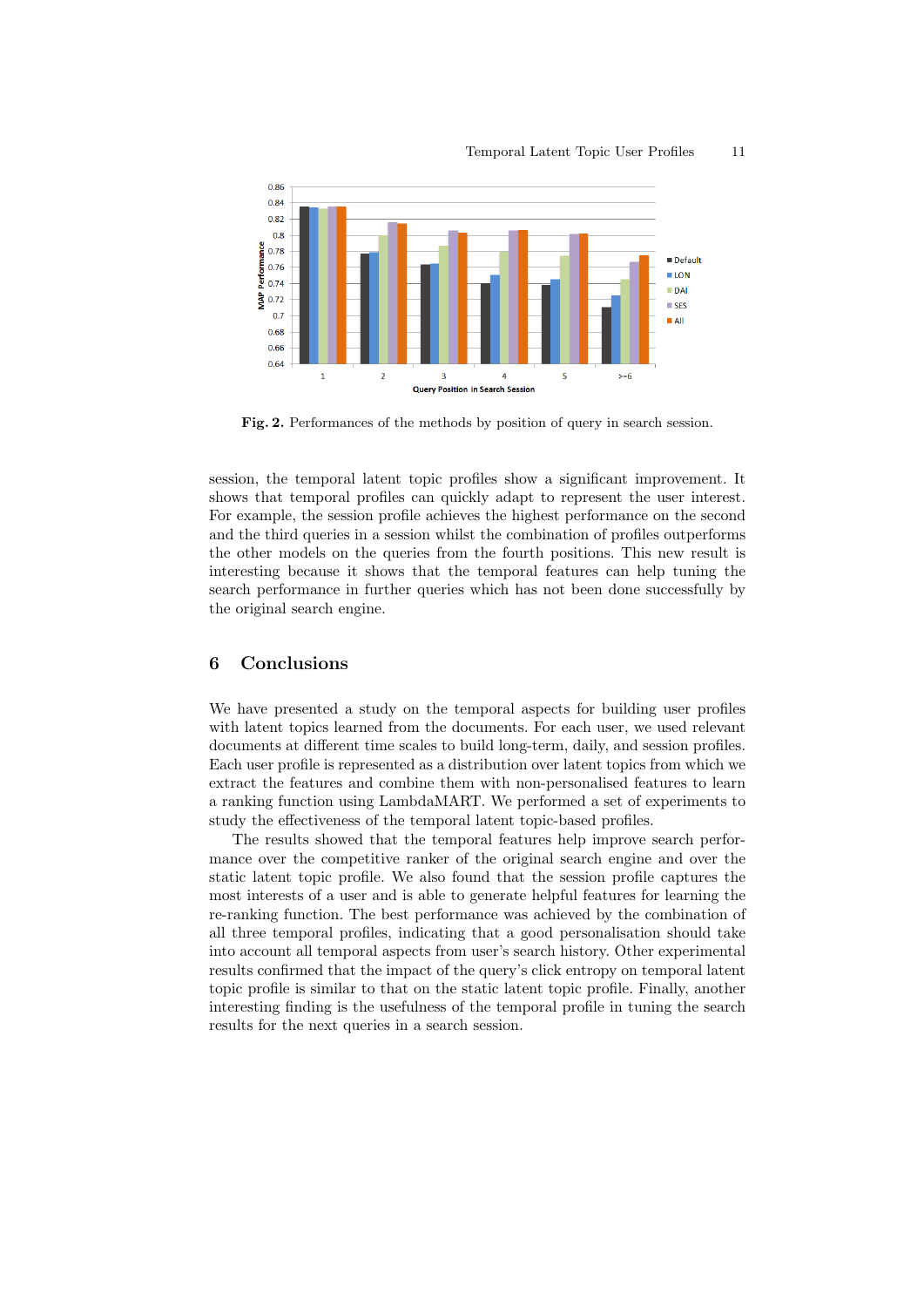0.86
0.84
0.82
0.8
0.78
0.76
0.74
0.72
0.7
0.68
0.66
0.64

MAP Performance

1
2
3
4
5
>=6

Query Position in Search Session

Default
LON
DAI
SES
All

**Fig. 2.** Performances of the methods by position of query in search session.

session, the temporal latent topic profiles show a significant improvement. It shows that temporal profiles can quickly adapt to represent the user interest. For example, the session profile achieves the highest performance on the second and the third queries in a session whilst the combination of profiles outperforms the other models on the queries from the fourth positions. This new result is interesting because it shows that the temporal features can help tuning the search performance in further queries which has not been done successfully by the original search engine.

## 6 Conclusions

We have presented a study on the temporal aspects for building user profiles with latent topics learned from the documents. For each user, we used relevant documents at different time scales to build long-term, daily, and session profiles. Each user profile is represented as a distribution over latent topics from which we extract the features and combine them with non-personalised features to learn a ranking function using LambdaMART. We performed a set of experiments to study the effectiveness of the temporal latent topic-based profiles.

The results showed that the temporal features help improve search performance over the competitive ranker of the original search engine and over the static latent topic profile. We also found that the session profile captures the most interests of a user and is able to generate helpful features for learning the re-ranking function. The best performance was achieved by the combination of all three temporal profiles, indicating that a good personalisation should take into account all temporal aspects from user's search history. Other experimental results confirmed that the impact of the query's click entropy on temporal latent topic profile is similar to that on the static latent topic profile. Finally, another interesting finding is the usefulness of the temporal profile in tuning the search results for the next queries in a search session.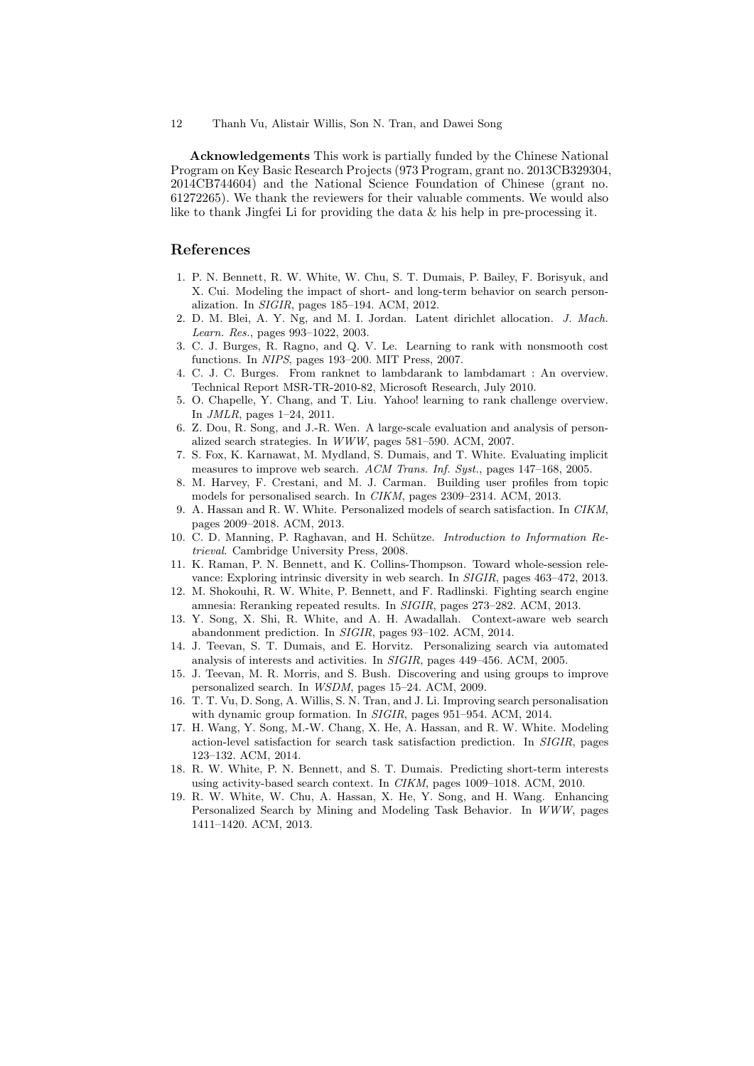**Acknowledgements** This work is partially funded by the Chinese National Program on Key Basic Research Projects (973 Program, grant no. 2013CB329304, 2014CB744604) and the National Science Foundation of Chinese (grant no. 61272265). We thank the reviewers for their valuable comments. We would also like to thank Jingfei Li for providing the data & his help in pre-processing it.

## References

1. P. N. Bennett, R. W. White, W. Chu, S. T. Dumais, P. Bailey, F. Borisyuk, and X. Cui. Modeling the impact of short- and long-term behavior on search personalization. In *SIGIR*, pages 185–194. ACM, 2012.
2. D. M. Blei, A. Y. Ng, and M. I. Jordan. Latent dirichlet allocation. *J. Mach. Learn. Res.*, pages 993–1022, 2003.
3. C. J. Burges, R. Ragno, and Q. V. Le. Learning to rank with nonsmooth cost functions. In *NIPS*, pages 193–200. MIT Press, 2007.
4. C. J. C. Burges. From ranknet to lambdarank to lambdamart : An overview. Technical Report MSR-TR-2010-82, Microsoft Research, July 2010.
5. O. Chapelle, Y. Chang, and T. Liu. Yahoo! learning to rank challenge overview. In *JMLR*, pages 1–24, 2011.
6. Z. Dou, R. Song, and J.-R. Wen. A large-scale evaluation and analysis of personalized search strategies. In *WWW*, pages 581–590. ACM, 2007.
7. S. Fox, K. Karnawat, M. Mydland, S. Dumais, and T. White. Evaluating implicit measures to improve web search. *ACM Trans. Inf. Syst.*, pages 147–168, 2005.
8. M. Harvey, F. Crestani, and M. J. Carman. Building user profiles from topic models for personalised search. In *CIKM*, pages 2309–2314. ACM, 2013.
9. A. Hassan and R. W. White. Personalized models of search satisfaction. In *CIKM*, pages 2009–2018. ACM, 2013.
10. C. D. Manning, P. Raghavan, and H. Schütze. *Introduction to Information Retrieval*. Cambridge University Press, 2008.
11. K. Raman, P. N. Bennett, and K. Collins-Thompson. Toward whole-session relevance: Exploring intrinsic diversity in web search. In *SIGIR*, pages 463–472, 2013.
12. M. Shokouhi, R. W. White, P. Bennett, and F. Radlinski. Fighting search engine amnesia: Reranking repeated results. In *SIGIR*, pages 273–282. ACM, 2013.
13. Y. Song, X. Shi, R. White, and A. H. Awadallah. Context-aware web search abandonment prediction. In *SIGIR*, pages 93–102. ACM, 2014.
14. J. Teevan, S. T. Dumais, and E. Horvitz. Personalizing search via automated analysis of interests and activities. In *SIGIR*, pages 449–456. ACM, 2005.
15. J. Teevan, M. R. Morris, and S. Bush. Discovering and using groups to improve personalized search. In *WSDM*, pages 15–24. ACM, 2009.
16. T. T. Vu, D. Song, A. Willis, S. N. Tran, and J. Li. Improving search personalisation with dynamic group formation. In *SIGIR*, pages 951–954. ACM, 2014.
17. H. Wang, Y. Song, M.-W. Chang, X. He, A. Hassan, and R. W. White. Modeling action-level satisfaction for search task satisfaction prediction. In *SIGIR*, pages 123–132. ACM, 2014.
18. R. W. White, P. N. Bennett, and S. T. Dumais. Predicting short-term interests using activity-based search context. In *CIKM*, pages 1009–1018. ACM, 2010.
19. R. W. White, W. Chu, A. Hassan, X. He, Y. Song, and H. Wang. Enhancing Personalized Search by Mining and Modeling Task Behavior. In *WWW*, pages 1411–1420. ACM, 2013.